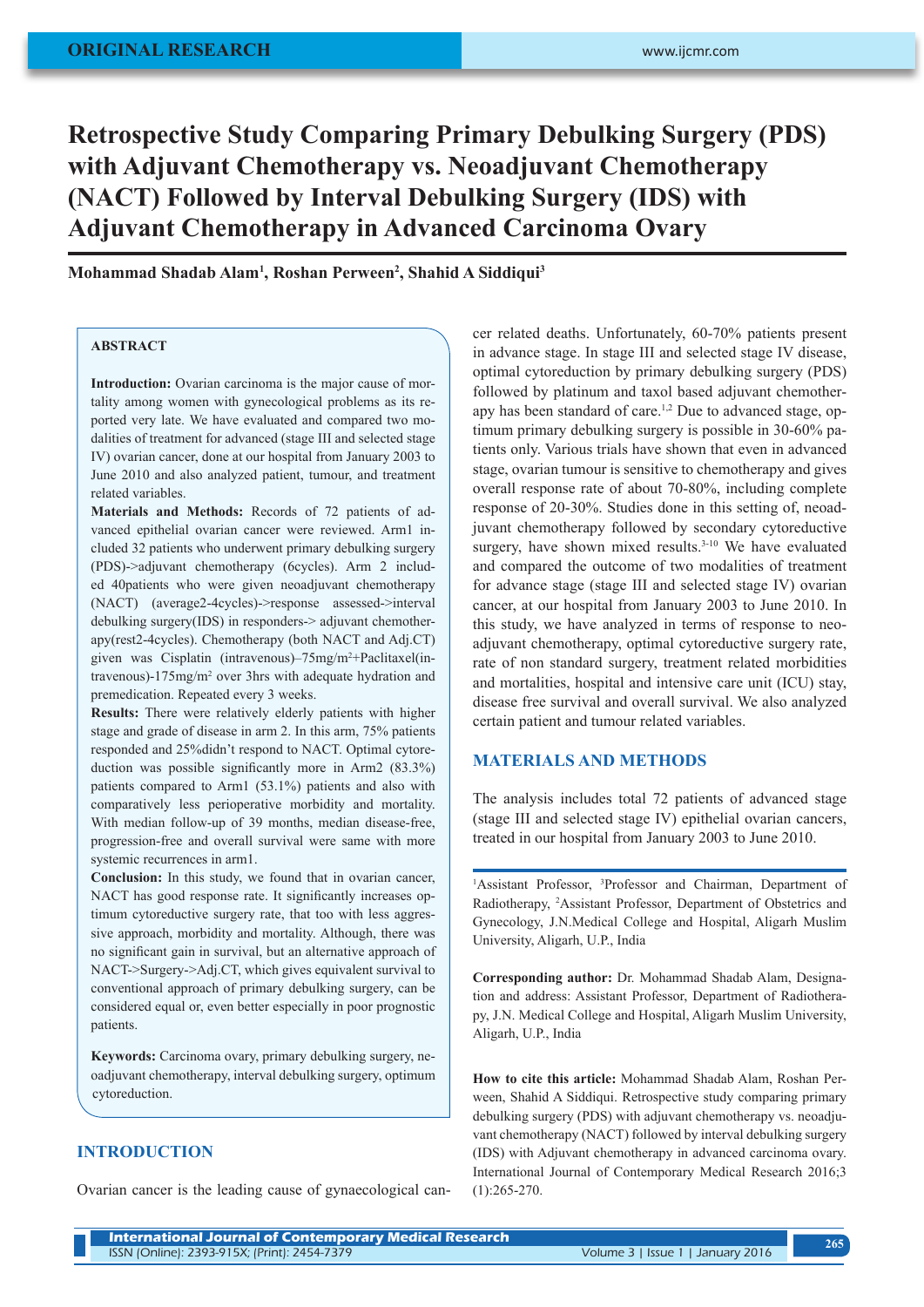ORIGINAL RESEARCH

# Retrospective Study Comparing Primary Debulking Surgery (PDS) with Adjuvant Chemotherapy vs. Neoadjuvant Chemotherapy (NACT) Followed by Interval Debulking Surgery (IDS) with Adjuvant Chemotherapy in Advanced Carcinoma Ovary

**Mohammad Shadab Alam[1], Roshan Perween[2], Shahid A Siddiqui[3]**

## ABSTRACT

**Introduction:** Ovarian carcinoma is the major cause of mortality among women with gynecological problems as its reported very late. We have evaluated and compared two modalities of treatment for advanced (stage III and selected stage IV) ovarian cancer, done at our hospital from January 2003 to June 2010 and also analyzed patient, tumour, and treatment related variables.

**Materials and Methods:** Records of 72 patients of advanced epithelial ovarian cancer were reviewed. Arm1 included 32 patients who underwent primary debulking surgery (PDS)->adjuvant chemotherapy (6cycles). Arm 2 included 40patients who were given neoadjuvant chemotherapy (NACT) (average2-4cycles)->response assessed->interval debulking surgery(IDS) in responders-> adjuvant chemotherapy(rest2-4cycles). Chemotherapy (both NACT and Adj.CT) given was Cisplatin (intravenous)–75mg/m$^2$+Paclitaxel(intravenous)-175mg/m$^2$ over 3hrs with adequate hydration and premedication. Repeated every 3 weeks.

**Results:** There were relatively elderly patients with higher stage and grade of disease in arm 2. In this arm, 75% patients responded and 25%didn't respond to NACT. Optimal cytoreduction was possible significantly more in Arm2 (83.3%) patients compared to Arm1 (53.1%) patients and also with comparatively less perioperative morbidity and mortality. With median follow-up of 39 months, median disease-free, progression-free and overall survival were same with more systemic recurrences in arm1.

**Conclusion:** In this study, we found that in ovarian cancer, NACT has good response rate. It significantly increases optimum cytoreductive surgery rate, that too with less aggressive approach, morbidity and mortality. Although, there was no significant gain in survival, but an alternative approach of NACT->Surgery->Adj.CT, which gives equivalent survival to conventional approach of primary debulking surgery, can be considered equal or, even better especially in poor prognostic patients.

**Keywords:** Carcinoma ovary, primary debulking surgery, neoadjuvant chemotherapy, interval debulking surgery, optimum cytoreduction.

## INTRODUCTION

Ovarian cancer is the leading cause of gynaecological cancer related deaths. Unfortunately, 60-70% patients present in advance stage. In stage III and selected stage IV disease, optimal cytoreduction by primary debulking surgery (PDS) followed by platinum and taxol based adjuvant chemotherapy has been standard of care.[1,2] Due to advanced stage, optimum primary debulking surgery is possible in 30-60% patients only. Various trials have shown that even in advanced stage, ovarian tumour is sensitive to chemotherapy and gives overall response rate of about 70-80%, including complete response of 20-30%. Studies done in this setting of, neoadjuvant chemotherapy followed by secondary cytoreductive surgery, have shown mixed results.[3-10] We have evaluated and compared the outcome of two modalities of treatment for advance stage (stage III and selected stage IV) ovarian cancer, at our hospital from January 2003 to June 2010. In this study, we have analyzed in terms of response to neoadjuvant chemotherapy, optimal cytoreductive surgery rate, rate of non standard surgery, treatment related morbidities and mortalities, hospital and intensive care unit (ICU) stay, disease free survival and overall survival. We also analyzed certain patient and tumour related variables.

## MATERIALS AND METHODS

The analysis includes total 72 patients of advanced stage (stage III and selected stage IV) epithelial ovarian cancers, treated in our hospital from January 2003 to June 2010.

[1]Assistant Professor, [3]Professor and Chairman, Department of Radiotherapy, [2]Assistant Professor, Department of Obstetrics and Gynecology, J.N.Medical College and Hospital, Aligarh Muslim University, Aligarh, U.P., India

**Corresponding author:** Dr. Mohammad Shadab Alam, Designation and address: Assistant Professor, Department of Radiotherapy, J.N. Medical College and Hospital, Aligarh Muslim University, Aligarh, U.P., India

**How to cite this article:** Mohammad Shadab Alam, Roshan Perween, Shahid A Siddiqui. Retrospective study comparing primary debulking surgery (PDS) with adjuvant chemotherapy vs. neoadjuvant chemotherapy (NACT) followed by interval debulking surgery (IDS) with Adjuvant chemotherapy in advanced carcinoma ovary. International Journal of Contemporary Medical Research 2016;3 (1):265-270.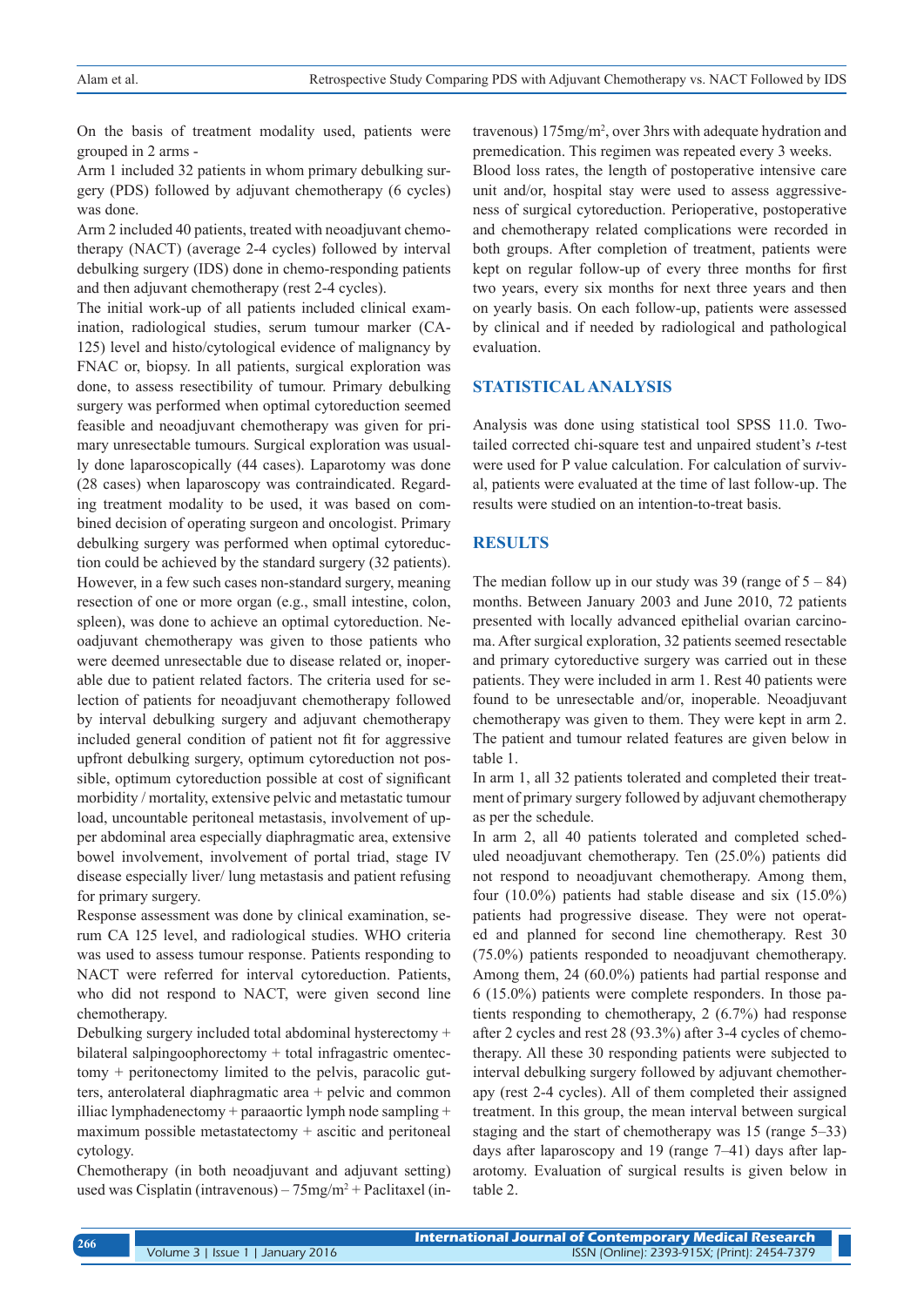On the basis of treatment modality used, patients were grouped in 2 arms -

Arm 1 included 32 patients in whom primary debulking surgery (PDS) followed by adjuvant chemotherapy (6 cycles) was done.

Arm 2 included 40 patients, treated with neoadjuvant chemotherapy (NACT) (average 2-4 cycles) followed by interval debulking surgery (IDS) done in chemo-responding patients and then adjuvant chemotherapy (rest 2-4 cycles).

The initial work-up of all patients included clinical examination, radiological studies, serum tumour marker (CA-125) level and histo/cytological evidence of malignancy by FNAC or, biopsy. In all patients, surgical exploration was done, to assess resectibility of tumour. Primary debulking surgery was performed when optimal cytoreduction seemed feasible and neoadjuvant chemotherapy was given for primary unresectable tumours. Surgical exploration was usually done laparoscopically (44 cases). Laparotomy was done (28 cases) when laparoscopy was contraindicated. Regarding treatment modality to be used, it was based on combined decision of operating surgeon and oncologist. Primary debulking surgery was performed when optimal cytoreduction could be achieved by the standard surgery (32 patients). However, in a few such cases non-standard surgery, meaning resection of one or more organ (e.g., small intestine, colon, spleen), was done to achieve an optimal cytoreduction. Neoadjuvant chemotherapy was given to those patients who were deemed unresectable due to disease related or, inoperable due to patient related factors. The criteria used for selection of patients for neoadjuvant chemotherapy followed by interval debulking surgery and adjuvant chemotherapy included general condition of patient not fit for aggressive upfront debulking surgery, optimum cytoreduction not possible, optimum cytoreduction possible at cost of significant morbidity / mortality, extensive pelvic and metastatic tumour load, uncountable peritoneal metastasis, involvement of upper abdominal area especially diaphragmatic area, extensive bowel involvement, involvement of portal triad, stage IV disease especially liver/ lung metastasis and patient refusing for primary surgery.

Response assessment was done by clinical examination, serum CA 125 level, and radiological studies. WHO criteria was used to assess tumour response. Patients responding to NACT were referred for interval cytoreduction. Patients, who did not respond to NACT, were given second line chemotherapy.

Debulking surgery included total abdominal hysterectomy + bilateral salpingoophorectomy + total infragastric omentectomy + peritonectomy limited to the pelvis, paracolic gutters, anterolateral diaphragmatic area + pelvic and common illiac lymphadenectomy + paraaortic lymph node sampling + maximum possible metastatectomy + ascitic and peritoneal cytology.

Chemotherapy (in both neoadjuvant and adjuvant setting) used was Cisplatin (intravenous) – 75mg/m$^2$ + Paclitaxel (intravenous) 175mg/m$^2$, over 3hrs with adequate hydration and premedication. This regimen was repeated every 3 weeks.

Blood loss rates, the length of postoperative intensive care unit and/or, hospital stay were used to assess aggressiveness of surgical cytoreduction. Perioperative, postoperative and chemotherapy related complications were recorded in both groups. After completion of treatment, patients were kept on regular follow-up of every three months for first two years, every six months for next three years and then on yearly basis. On each follow-up, patients were assessed by clinical and if needed by radiological and pathological evaluation.

## STATISTICAL ANALYSIS

Analysis was done using statistical tool SPSS 11.0. Two-tailed corrected chi-square test and unpaired student's *t*-test were used for P value calculation. For calculation of survival, patients were evaluated at the time of last follow-up. The results were studied on an intention-to-treat basis.

## RESULTS

The median follow up in our study was 39 (range of 5 – 84) months. Between January 2003 and June 2010, 72 patients presented with locally advanced epithelial ovarian carcinoma. After surgical exploration, 32 patients seemed resectable and primary cytoreductive surgery was carried out in these patients. They were included in arm 1. Rest 40 patients were found to be unresectable and/or, inoperable. Neoadjuvant chemotherapy was given to them. They were kept in arm 2. The patient and tumour related features are given below in table 1.

In arm 1, all 32 patients tolerated and completed their treatment of primary surgery followed by adjuvant chemotherapy as per the schedule.

In arm 2, all 40 patients tolerated and completed scheduled neoadjuvant chemotherapy. Ten (25.0%) patients did not respond to neoadjuvant chemotherapy. Among them, four (10.0%) patients had stable disease and six (15.0%) patients had progressive disease. They were not operated and planned for second line chemotherapy. Rest 30 (75.0%) patients responded to neoadjuvant chemotherapy. Among them, 24 (60.0%) patients had partial response and 6 (15.0%) patients were complete responders. In those patients responding to chemotherapy, 2 (6.7%) had response after 2 cycles and rest 28 (93.3%) after 3-4 cycles of chemotherapy. All these 30 responding patients were subjected to interval debulking surgery followed by adjuvant chemotherapy (rest 2-4 cycles). All of them completed their assigned treatment. In this group, the mean interval between surgical staging and the start of chemotherapy was 15 (range 5–33) days after laparoscopy and 19 (range 7–41) days after laparotomy. Evaluation of surgical results is given below in table 2.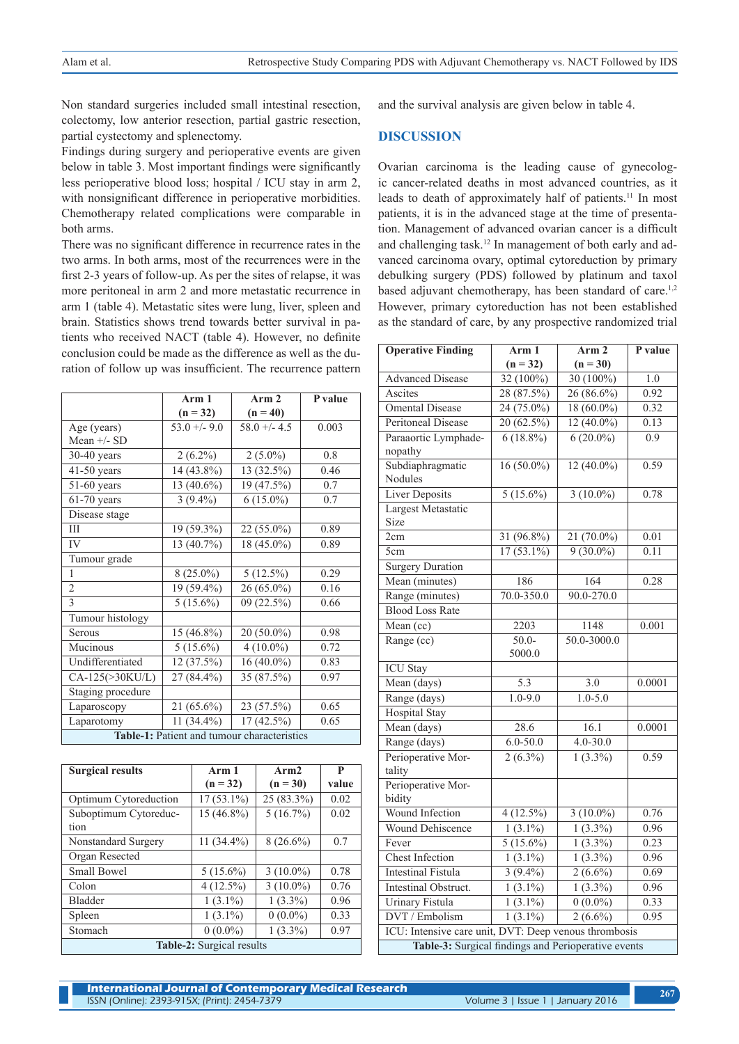Non standard surgeries included small intestinal resection, colectomy, low anterior resection, partial gastric resection, partial cystectomy and splenectomy.

Findings during surgery and perioperative events are given below in table 3. Most important findings were significantly less perioperative blood loss; hospital / ICU stay in arm 2, with nonsignificant difference in perioperative morbidities. Chemotherapy related complications were comparable in both arms.

There was no significant difference in recurrence rates in the two arms. In both arms, most of the recurrences were in the first 2-3 years of follow-up. As per the sites of relapse, it was more peritoneal in arm 2 and more metastatic recurrence in arm 1 (table 4). Metastatic sites were lung, liver, spleen and brain. Statistics shows trend towards better survival in patients who received NACT (table 4). However, no definite conclusion could be made as the difference as well as the duration of follow up was insufficient. The recurrence pattern and the survival analysis are given below in table 4.

| | Arm 1 (n = 32) | Arm 2 (n = 40) | P value |
|---|---|---|---|
| Age (years) Mean +/- SD | 53.0 +/- 9.0 | 58.0 +/- 4.5 | 0.003 |
| 30-40 years | 2 (6.2%) | 2 (5.0%) | 0.8 |
| 41-50 years | 14 (43.8%) | 13 (32.5%) | 0.46 |
| 51-60 years | 13 (40.6%) | 19 (47.5%) | 0.7 |
| 61-70 years | 3 (9.4%) | 6 (15.0%) | 0.7 |
| Disease stage | | | |
| III | 19 (59.3%) | 22 (55.0%) | 0.89 |
| IV | 13 (40.7%) | 18 (45.0%) | 0.89 |
| Tumour grade | | | |
| 1 | 8 (25.0%) | 5 (12.5%) | 0.29 |
| 2 | 19 (59.4%) | 26 (65.0%) | 0.16 |
| 3 | 5 (15.6%) | 09 (22.5%) | 0.66 |
| Tumour histology | | | |
| Serous | 15 (46.8%) | 20 (50.0%) | 0.98 |
| Mucinous | 5 (15.6%) | 4 (10.0%) | 0.72 |
| Undifferentiated | 12 (37.5%) | 16 (40.0%) | 0.83 |
| CA-125(>30KU/L) | 27 (84.4%) | 35 (87.5%) | 0.97 |
| Staging procedure | | | |
| Laparoscopy | 21 (65.6%) | 23 (57.5%) | 0.65 |
| Laparotomy | 11 (34.4%) | 17 (42.5%) | 0.65 |

**Table-1:** Patient and tumour characteristics

| Surgical results | Arm 1 (n = 32) | Arm2 (n = 30) | P value |
|---|---|---|---|
| Optimum Cytoreduction | 17 (53.1%) | 25 (83.3%) | 0.02 |
| Suboptimum Cytoreduction | 15 (46.8%) | 5 (16.7%) | 0.02 |
| Nonstandard Surgery | 11 (34.4%) | 8 (26.6%) | 0.7 |
| Organ Resected | | | |
| Small Bowel | 5 (15.6%) | 3 (10.0%) | 0.78 |
| Colon | 4 (12.5%) | 3 (10.0%) | 0.76 |
| Bladder | 1 (3.1%) | 1 (3.3%) | 0.96 |
| Spleen | 1 (3.1%) | 0 (0.0%) | 0.33 |
| Stomach | 0 (0.0%) | 1 (3.3%) | 0.97 |

**Table-2:** Surgical results

## DISCUSSION

Ovarian carcinoma is the leading cause of gynecologic cancer-related deaths in most advanced countries, as it leads to death of approximately half of patients.[11] In most patients, it is in the advanced stage at the time of presentation. Management of advanced ovarian cancer is a difficult and challenging task.[12] In management of both early and advanced carcinoma ovary, optimal cytoreduction by primary debulking surgery (PDS) followed by platinum and taxol based adjuvant chemotherapy, has been standard of care.[1,2] However, primary cytoreduction has not been established as the standard of care, by any prospective randomized trial

| Operative Finding | Arm 1 (n = 32) | Arm 2 (n = 30) | P value |
|---|---|---|---|
| Advanced Disease | 32 (100%) | 30 (100%) | 1.0 |
| Ascites | 28 (87.5%) | 26 (86.6%) | 0.92 |
| Omental Disease | 24 (75.0%) | 18 (60.0%) | 0.32 |
| Peritoneal Disease | 20 (62.5%) | 12 (40.0%) | 0.13 |
| Paraaortic Lymphadenopathy | 6 (18.8%) | 6 (20.0%) | 0.9 |
| Subdiaphragmatic Nodules | 16 (50.0%) | 12 (40.0%) | 0.59 |
| Liver Deposits | 5 (15.6%) | 3 (10.0%) | 0.78 |
| Largest Metastatic Size | | | |
| 2cm | 31 (96.8%) | 21 (70.0%) | 0.01 |
| 5cm | 17 (53.1%) | 9 (30.0%) | 0.11 |
| Surgery Duration | | | |
| Mean (minutes) | 186 | 164 | 0.28 |
| Range (minutes) | 70.0-350.0 | 90.0-270.0 | |
| Blood Loss Rate | | | |
| Mean (cc) | 2203 | 1148 | 0.001 |
| Range (cc) | 50.0-5000.0 | 50.0-3000.0 | |
| ICU Stay | | | |
| Mean (days) | 5.3 | 3.0 | 0.0001 |
| Range (days) | 1.0-9.0 | 1.0-5.0 | |
| Hospital Stay | | | |
| Mean (days) | 28.6 | 16.1 | 0.0001 |
| Range (days) | 6.0-50.0 | 4.0-30.0 | |
| Perioperative Mortality | 2 (6.3%) | 1 (3.3%) | 0.59 |
| Perioperative Morbidity | | | |
| Wound Infection | 4 (12.5%) | 3 (10.0%) | 0.76 |
| Wound Dehiscence | 1 (3.1%) | 1 (3.3%) | 0.96 |
| Fever | 5 (15.6%) | 1 (3.3%) | 0.23 |
| Chest Infection | 1 (3.1%) | 1 (3.3%) | 0.96 |
| Intestinal Fistula | 3 (9.4%) | 2 (6.6%) | 0.69 |
| Intestinal Obstruct. | 1 (3.1%) | 1 (3.3%) | 0.96 |
| Urinary Fistula | 1 (3.1%) | 0 (0.0%) | 0.33 |
| DVT / Embolism | 1 (3.1%) | 2 (6.6%) | 0.95 |

ICU: Intensive care unit, DVT: Deep venous thrombosis

**Table-3:** Surgical findings and Perioperative events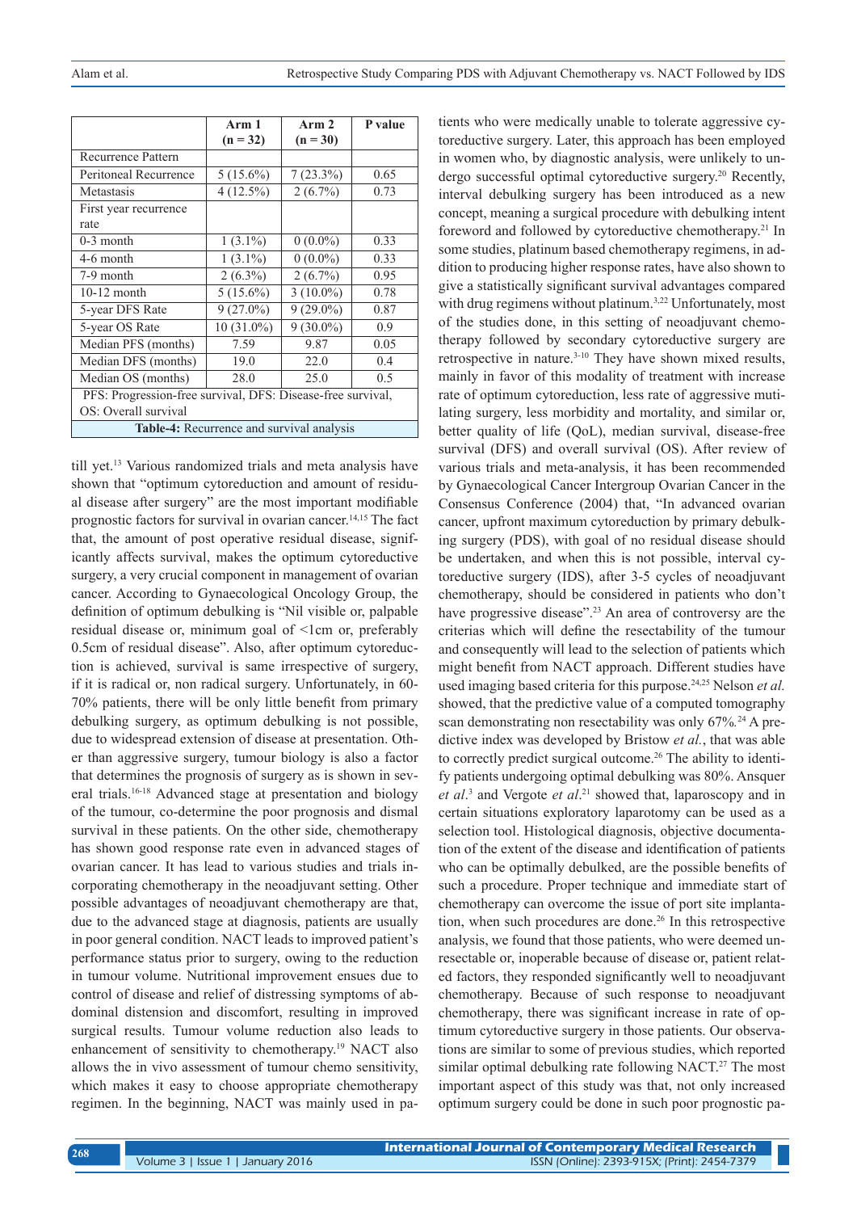| | Arm 1 (n = 32) | Arm 2 (n = 30) | P value |
|---|---|---|---|
| Recurrence Pattern | | | |
| Peritoneal Recurrence | 5 (15.6%) | 7 (23.3%) | 0.65 |
| Metastasis | 4 (12.5%) | 2 (6.7%) | 0.73 |
| First year recurrence rate | | | |
| 0-3 month | 1 (3.1%) | 0 (0.0%) | 0.33 |
| 4-6 month | 1 (3.1%) | 0 (0.0%) | 0.33 |
| 7-9 month | 2 (6.3%) | 2 (6.7%) | 0.95 |
| 10-12 month | 5 (15.6%) | 3 (10.0%) | 0.78 |
| 5-year DFS Rate | 9 (27.0%) | 9 (29.0%) | 0.87 |
| 5-year OS Rate | 10 (31.0%) | 9 (30.0%) | 0.9 |
| Median PFS (months) | 7.59 | 9.87 | 0.05 |
| Median DFS (months) | 19.0 | 22.0 | 0.4 |
| Median OS (months) | 28.0 | 25.0 | 0.5 |

PFS: Progression-free survival, DFS: Disease-free survival, OS: Overall survival

**Table-4:** Recurrence and survival analysis

till yet.[13] Various randomized trials and meta analysis have shown that "optimum cytoreduction and amount of residual disease after surgery" are the most important modifiable prognostic factors for survival in ovarian cancer.[14,15] The fact that, the amount of post operative residual disease, significantly affects survival, makes the optimum cytoreductive surgery, a very crucial component in management of ovarian cancer. According to Gynaecological Oncology Group, the definition of optimum debulking is "Nil visible or, palpable residual disease or, minimum goal of <1cm or, preferably 0.5cm of residual disease". Also, after optimum cytoreduction is achieved, survival is same irrespective of surgery, if it is radical or, non radical surgery. Unfortunately, in 60-70% patients, there will be only little benefit from primary debulking surgery, as optimum debulking is not possible, due to widespread extension of disease at presentation. Other than aggressive surgery, tumour biology is also a factor that determines the prognosis of surgery as is shown in several trials.[16-18] Advanced stage at presentation and biology of the tumour, co-determine the poor prognosis and dismal survival in these patients. On the other side, chemotherapy has shown good response rate even in advanced stages of ovarian cancer. It has lead to various studies and trials incorporating chemotherapy in the neoadjuvant setting. Other possible advantages of neoadjuvant chemotherapy are that, due to the advanced stage at diagnosis, patients are usually in poor general condition. NACT leads to improved patient's performance status prior to surgery, owing to the reduction in tumour volume. Nutritional improvement ensues due to control of disease and relief of distressing symptoms of abdominal distension and discomfort, resulting in improved surgical results. Tumour volume reduction also leads to enhancement of sensitivity to chemotherapy.[19] NACT also allows the in vivo assessment of tumour chemo sensitivity, which makes it easy to choose appropriate chemotherapy regimen. In the beginning, NACT was mainly used in patients who were medically unable to tolerate aggressive cytoreductive surgery. Later, this approach has been employed in women who, by diagnostic analysis, were unlikely to undergo successful optimal cytoreductive surgery.[20] Recently, interval debulking surgery has been introduced as a new concept, meaning a surgical procedure with debulking intent foreword and followed by cytoreductive chemotherapy.[21] In some studies, platinum based chemotherapy regimens, in addition to producing higher response rates, have also shown to give a statistically significant survival advantages compared with drug regimens without platinum.[3,22] Unfortunately, most of the studies done, in this setting of neoadjuvant chemotherapy followed by secondary cytoreductive surgery are retrospective in nature.[3-10] They have shown mixed results, mainly in favor of this modality of treatment with increase rate of optimum cytoreduction, less rate of aggressive mutilating surgery, less morbidity and mortality, and similar or, better quality of life (QoL), median survival, disease-free survival (DFS) and overall survival (OS). After review of various trials and meta-analysis, it has been recommended by Gynaecological Cancer Intergroup Ovarian Cancer in the Consensus Conference (2004) that, "In advanced ovarian cancer, upfront maximum cytoreduction by primary debulking surgery (PDS), with goal of no residual disease should be undertaken, and when this is not possible, interval cytoreductive surgery (IDS), after 3-5 cycles of neoadjuvant chemotherapy, should be considered in patients who don't have progressive disease".[23] An area of controversy are the criterias which will define the resectability of the tumour and consequently will lead to the selection of patients which might benefit from NACT approach. Different studies have used imaging based criteria for this purpose.[24,25] Nelson *et al.* showed, that the predictive value of a computed tomography scan demonstrating non resectability was only 67%.[24] A predictive index was developed by Bristow *et al.*, that was able to correctly predict surgical outcome.[26] The ability to identify patients undergoing optimal debulking was 80%. Ansquer *et al.*[3] and Vergote *et al.*[21] showed that, laparoscopy and in certain situations exploratory laparotomy can be used as a selection tool. Histological diagnosis, objective documentation of the extent of the disease and identification of patients who can be optimally debulked, are the possible benefits of such a procedure. Proper technique and immediate start of chemotherapy can overcome the issue of port site implantation, when such procedures are done.[26] In this retrospective analysis, we found that those patients, who were deemed unresectable or, inoperable because of disease or, patient related factors, they responded significantly well to neoadjuvant chemotherapy. Because of such response to neoadjuvant chemotherapy, there was significant increase in rate of optimum cytoreductive surgery in those patients. Our observations are similar to some of previous studies, which reported similar optimal debulking rate following NACT.[27] The most important aspect of this study was that, not only increased optimum surgery could be done in such poor prognostic pa-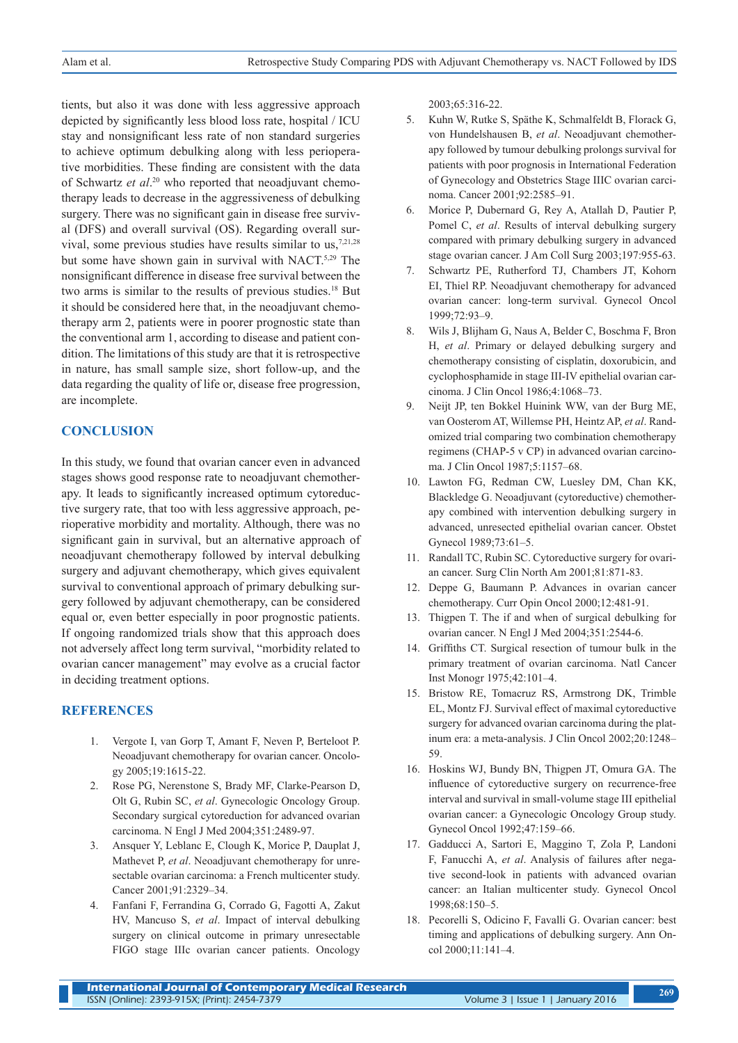tients, but also it was done with less aggressive approach depicted by significantly less blood loss rate, hospital / ICU stay and nonsignificant less rate of non standard surgeries to achieve optimum debulking along with less perioperative morbidities. These finding are consistent with the data of Schwartz *et al*.[20] who reported that neoadjuvant chemotherapy leads to decrease in the aggressiveness of debulking surgery. There was no significant gain in disease free survival (DFS) and overall survival (OS). Regarding overall survival, some previous studies have results similar to us,[7,21,28] but some have shown gain in survival with NACT.[5,29] The nonsignificant difference in disease free survival between the two arms is similar to the results of previous studies.[18] But it should be considered here that, in the neoadjuvant chemotherapy arm 2, patients were in poorer prognostic state than the conventional arm 1, according to disease and patient condition. The limitations of this study are that it is retrospective in nature, has small sample size, short follow-up, and the data regarding the quality of life or, disease free progression, are incomplete.

## CONCLUSION

In this study, we found that ovarian cancer even in advanced stages shows good response rate to neoadjuvant chemotherapy. It leads to significantly increased optimum cytoreductive surgery rate, that too with less aggressive approach, perioperative morbidity and mortality. Although, there was no significant gain in survival, but an alternative approach of neoadjuvant chemotherapy followed by interval debulking surgery and adjuvant chemotherapy, which gives equivalent survival to conventional approach of primary debulking surgery followed by adjuvant chemotherapy, can be considered equal or, even better especially in poor prognostic patients. If ongoing randomized trials show that this approach does not adversely affect long term survival, "morbidity related to ovarian cancer management" may evolve as a crucial factor in deciding treatment options.

## REFERENCES

1. Vergote I, van Gorp T, Amant F, Neven P, Berteloot P. Neoadjuvant chemotherapy for ovarian cancer. Oncology 2005;19:1615-22.
2. Rose PG, Nerenstone S, Brady MF, Clarke-Pearson D, Olt G, Rubin SC, *et al*. Gynecologic Oncology Group. Secondary surgical cytoreduction for advanced ovarian carcinoma. N Engl J Med 2004;351:2489-97.
3. Ansquer Y, Leblanc E, Clough K, Morice P, Dauplat J, Mathevet P, *et al*. Neoadjuvant chemotherapy for unresectable ovarian carcinoma: a French multicenter study. Cancer 2001;91:2329–34.
4. Fanfani F, Ferrandina G, Corrado G, Fagotti A, Zakut HV, Mancuso S, *et al*. Impact of interval debulking surgery on clinical outcome in primary unresectable FIGO stage IIIc ovarian cancer patients. Oncology 2003;65:316-22.
5. Kuhn W, Rutke S, Späthe K, Schmalfeldt B, Florack G, von Hundelshausen B, *et al*. Neoadjuvant chemotherapy followed by tumour debulking prolongs survival for patients with poor prognosis in International Federation of Gynecology and Obstetrics Stage IIIC ovarian carcinoma. Cancer 2001;92:2585–91.
6. Morice P, Dubernard G, Rey A, Atallah D, Pautier P, Pomel C, *et al*. Results of interval debulking surgery compared with primary debulking surgery in advanced stage ovarian cancer. J Am Coll Surg 2003;197:955-63.
7. Schwartz PE, Rutherford TJ, Chambers JT, Kohorn EI, Thiel RP. Neoadjuvant chemotherapy for advanced ovarian cancer: long-term survival. Gynecol Oncol 1999;72:93–9.
8. Wils J, Blijham G, Naus A, Belder C, Boschma F, Bron H, *et al*. Primary or delayed debulking surgery and chemotherapy consisting of cisplatin, doxorubicin, and cyclophosphamide in stage III-IV epithelial ovarian carcinoma. J Clin Oncol 1986;4:1068–73.
9. Neijt JP, ten Bokkel Huinink WW, van der Burg ME, van Oosterom AT, Willemse PH, Heintz AP, *et al*. Randomized trial comparing two combination chemotherapy regimens (CHAP-5 v CP) in advanced ovarian carcinoma. J Clin Oncol 1987;5:1157–68.
10. Lawton FG, Redman CW, Luesley DM, Chan KK, Blackledge G. Neoadjuvant (cytoreductive) chemotherapy combined with intervention debulking surgery in advanced, unresected epithelial ovarian cancer. Obstet Gynecol 1989;73:61–5.
11. Randall TC, Rubin SC. Cytoreductive surgery for ovarian cancer. Surg Clin North Am 2001;81:871-83.
12. Deppe G, Baumann P. Advances in ovarian cancer chemotherapy. Curr Opin Oncol 2000;12:481-91.
13. Thigpen T. The if and when of surgical debulking for ovarian cancer. N Engl J Med 2004;351:2544-6.
14. Griffiths CT. Surgical resection of tumour bulk in the primary treatment of ovarian carcinoma. Natl Cancer Inst Monogr 1975;42:101–4.
15. Bristow RE, Tomacruz RS, Armstrong DK, Trimble EL, Montz FJ. Survival effect of maximal cytoreductive surgery for advanced ovarian carcinoma during the platinum era: a meta-analysis. J Clin Oncol 2002;20:1248–59.
16. Hoskins WJ, Bundy BN, Thigpen JT, Omura GA. The influence of cytoreductive surgery on recurrence-free interval and survival in small-volume stage III epithelial ovarian cancer: a Gynecologic Oncology Group study. Gynecol Oncol 1992;47:159–66.
17. Gadducci A, Sartori E, Maggino T, Zola P, Landoni F, Fanucchi A, *et al*. Analysis of failures after negative second-look in patients with advanced ovarian cancer: an Italian multicenter study. Gynecol Oncol 1998;68:150–5.
18. Pecorelli S, Odicino F, Favalli G. Ovarian cancer: best timing and applications of debulking surgery. Ann Oncol 2000;11:141–4.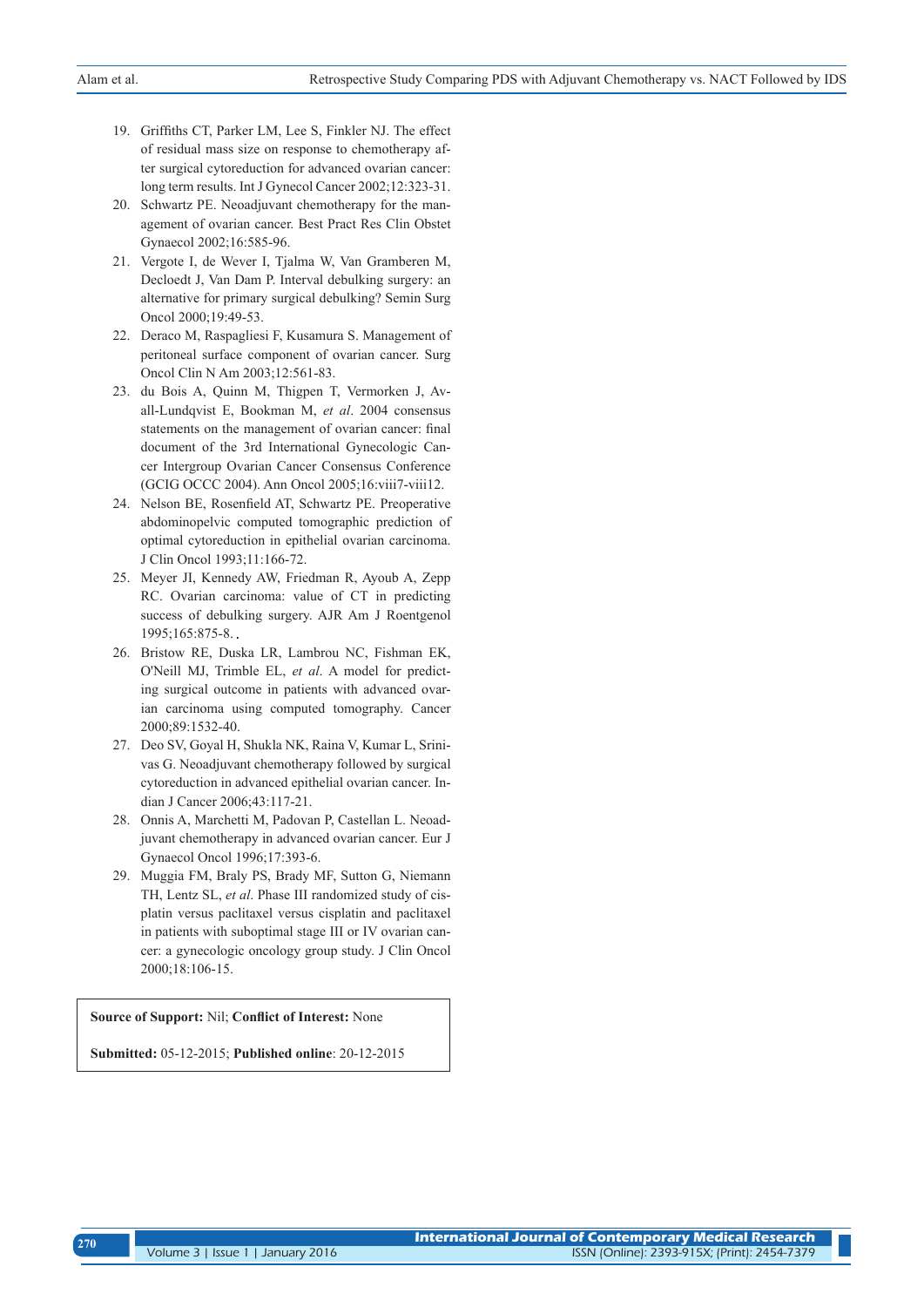19. Griffiths CT, Parker LM, Lee S, Finkler NJ. The effect of residual mass size on response to chemotherapy after surgical cytoreduction for advanced ovarian cancer: long term results. Int J Gynecol Cancer 2002;12:323-31.
20. Schwartz PE. Neoadjuvant chemotherapy for the management of ovarian cancer. Best Pract Res Clin Obstet Gynaecol 2002;16:585-96.
21. Vergote I, de Wever I, Tjalma W, Van Gramberen M, Decloedt J, Van Dam P. Interval debulking surgery: an alternative for primary surgical debulking? Semin Surg Oncol 2000;19:49-53.
22. Deraco M, Raspagliesi F, Kusamura S. Management of peritoneal surface component of ovarian cancer. Surg Oncol Clin N Am 2003;12:561-83.
23. du Bois A, Quinn M, Thigpen T, Vermorken J, Avall-Lundqvist E, Bookman M, *et al*. 2004 consensus statements on the management of ovarian cancer: final document of the 3rd International Gynecologic Cancer Intergroup Ovarian Cancer Consensus Conference (GCIG OCCC 2004). Ann Oncol 2005;16:viii7-viii12.
24. Nelson BE, Rosenfield AT, Schwartz PE. Preoperative abdominopelvic computed tomographic prediction of optimal cytoreduction in epithelial ovarian carcinoma. J Clin Oncol 1993;11:166-72.
25. Meyer JI, Kennedy AW, Friedman R, Ayoub A, Zepp RC. Ovarian carcinoma: value of CT in predicting success of debulking surgery. AJR Am J Roentgenol 1995;165:875-8.
26. Bristow RE, Duska LR, Lambrou NC, Fishman EK, O'Neill MJ, Trimble EL, *et al*. A model for predicting surgical outcome in patients with advanced ovarian carcinoma using computed tomography. Cancer 2000;89:1532-40.
27. Deo SV, Goyal H, Shukla NK, Raina V, Kumar L, Srinivas G. Neoadjuvant chemotherapy followed by surgical cytoreduction in advanced epithelial ovarian cancer. Indian J Cancer 2006;43:117-21.
28. Onnis A, Marchetti M, Padovan P, Castellan L. Neoadjuvant chemotherapy in advanced ovarian cancer. Eur J Gynaecol Oncol 1996;17:393-6.
29. Muggia FM, Braly PS, Brady MF, Sutton G, Niemann TH, Lentz SL, *et al*. Phase III randomized study of cisplatin versus paclitaxel versus cisplatin and paclitaxel in patients with suboptimal stage III or IV ovarian cancer: a gynecologic oncology group study. J Clin Oncol 2000;18:106-15.

**Source of Support:** Nil; **Conflict of Interest:** None

**Submitted:** 05-12-2015; **Published online**: 20-12-2015